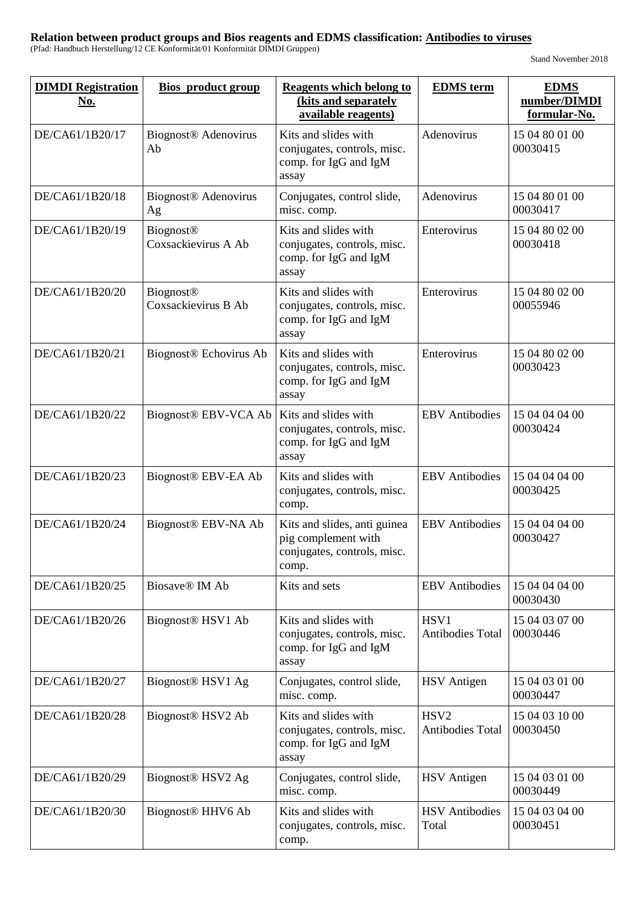**Relation between product groups and Bios reagents and EDMS classification: Antibodies to viruses**

(Pfad: Handbuch Herstellung/12 CE Konformität/01 Konformität DIMDI Gruppen)

Stand November 2018

| DIMDI Registration No. | Bios product group | Reagents which belong to (kits and separately available reagents) | EDMS term | EDMS number/DIMDI formular-No. |
|---|---|---|---|---|
| DE/CA61/1B20/17 | Biognost® Adenovirus Ab | Kits and slides with conjugates, controls, misc. comp. for IgG and IgM assay | Adenovirus | 15 04 80 01 00 00030415 |
| DE/CA61/1B20/18 | Biognost® Adenovirus Ag | Conjugates, control slide, misc. comp. | Adenovirus | 15 04 80 01 00 00030417 |
| DE/CA61/1B20/19 | Biognost® Coxsackievirus A Ab | Kits and slides with conjugates, controls, misc. comp. for IgG and IgM assay | Enterovirus | 15 04 80 02 00 00030418 |
| DE/CA61/1B20/20 | Biognost® Coxsackievirus B Ab | Kits and slides with conjugates, controls, misc. comp. for IgG and IgM assay | Enterovirus | 15 04 80 02 00 00055946 |
| DE/CA61/1B20/21 | Biognost® Echovirus Ab | Kits and slides with conjugates, controls, misc. comp. for IgG and IgM assay | Enterovirus | 15 04 80 02 00 00030423 |
| DE/CA61/1B20/22 | Biognost® EBV-VCA Ab | Kits and slides with conjugates, controls, misc. comp. for IgG and IgM assay | EBV Antibodies | 15 04 04 04 00 00030424 |
| DE/CA61/1B20/23 | Biognost® EBV-EA Ab | Kits and slides with conjugates, controls, misc. comp. | EBV Antibodies | 15 04 04 04 00 00030425 |
| DE/CA61/1B20/24 | Biognost® EBV-NA Ab | Kits and slides, anti guinea pig complement with conjugates, controls, misc. comp. | EBV Antibodies | 15 04 04 04 00 00030427 |
| DE/CA61/1B20/25 | Biosave® IM Ab | Kits and sets | EBV Antibodies | 15 04 04 04 00 00030430 |
| DE/CA61/1B20/26 | Biognost® HSV1 Ab | Kits and slides with conjugates, controls, misc. comp. for IgG and IgM assay | HSV1 Antibodies Total | 15 04 03 07 00 00030446 |
| DE/CA61/1B20/27 | Biognost® HSV1 Ag | Conjugates, control slide, misc. comp. | HSV Antigen | 15 04 03 01 00 00030447 |
| DE/CA61/1B20/28 | Biognost® HSV2 Ab | Kits and slides with conjugates, controls, misc. comp. for IgG and IgM assay | HSV2 Antibodies Total | 15 04 03 10 00 00030450 |
| DE/CA61/1B20/29 | Biognost® HSV2 Ag | Conjugates, control slide, misc. comp. | HSV Antigen | 15 04 03 01 00 00030449 |
| DE/CA61/1B20/30 | Biognost® HHV6 Ab | Kits and slides with conjugates, controls, misc. comp. | HSV Antibodies Total | 15 04 03 04 00 00030451 |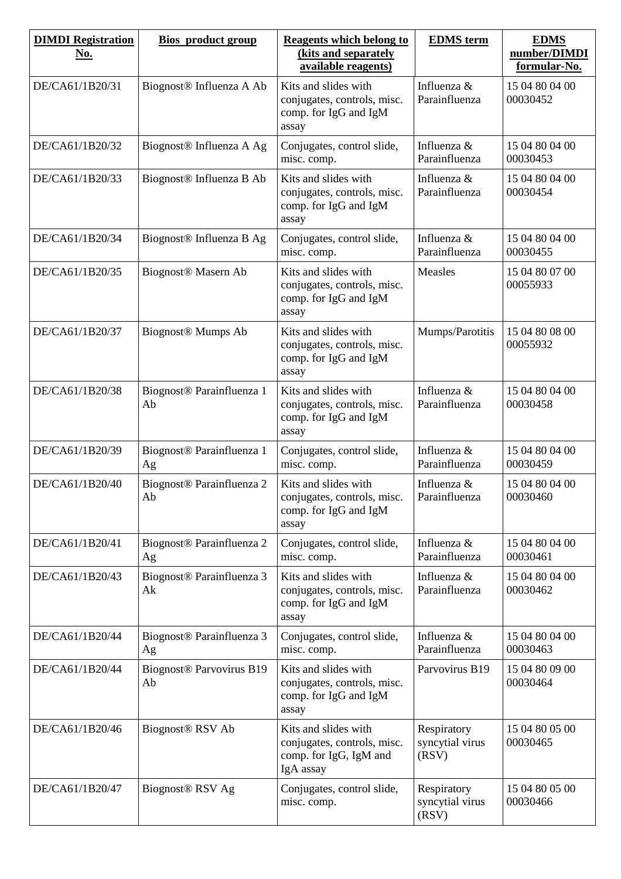| DIMDI Registration No. | Bios product group | Reagents which belong to (kits and separately available reagents) | EDMS term | EDMS number/DIMDI formular-No. |
|---|---|---|---|---|
| DE/CA61/1B20/31 | Biognost® Influenza A Ab | Kits and slides with conjugates, controls, misc. comp. for IgG and IgM assay | Influenza & Parainfluenza | 15 04 80 04 00 00030452 |
| DE/CA61/1B20/32 | Biognost® Influenza A Ag | Conjugates, control slide, misc. comp. | Influenza & Parainfluenza | 15 04 80 04 00 00030453 |
| DE/CA61/1B20/33 | Biognost® Influenza B Ab | Kits and slides with conjugates, controls, misc. comp. for IgG and IgM assay | Influenza & Parainfluenza | 15 04 80 04 00 00030454 |
| DE/CA61/1B20/34 | Biognost® Influenza B Ag | Conjugates, control slide, misc. comp. | Influenza & Parainfluenza | 15 04 80 04 00 00030455 |
| DE/CA61/1B20/35 | Biognost® Masern Ab | Kits and slides with conjugates, controls, misc. comp. for IgG and IgM assay | Measles | 15 04 80 07 00 00055933 |
| DE/CA61/1B20/37 | Biognost® Mumps Ab | Kits and slides with conjugates, controls, misc. comp. for IgG and IgM assay | Mumps/Parotitis | 15 04 80 08 00 00055932 |
| DE/CA61/1B20/38 | Biognost® Parainfluenza 1 Ab | Kits and slides with conjugates, controls, misc. comp. for IgG and IgM assay | Influenza & Parainfluenza | 15 04 80 04 00 00030458 |
| DE/CA61/1B20/39 | Biognost® Parainfluenza 1 Ag | Conjugates, control slide, misc. comp. | Influenza & Parainfluenza | 15 04 80 04 00 00030459 |
| DE/CA61/1B20/40 | Biognost® Parainfluenza 2 Ab | Kits and slides with conjugates, controls, misc. comp. for IgG and IgM assay | Influenza & Parainfluenza | 15 04 80 04 00 00030460 |
| DE/CA61/1B20/41 | Biognost® Parainfluenza 2 Ag | Conjugates, control slide, misc. comp. | Influenza & Parainfluenza | 15 04 80 04 00 00030461 |
| DE/CA61/1B20/43 | Biognost® Parainfluenza 3 Ak | Kits and slides with conjugates, controls, misc. comp. for IgG and IgM assay | Influenza & Parainfluenza | 15 04 80 04 00 00030462 |
| DE/CA61/1B20/44 | Biognost® Parainfluenza 3 Ag | Conjugates, control slide, misc. comp. | Influenza & Parainfluenza | 15 04 80 04 00 00030463 |
| DE/CA61/1B20/44 | Biognost® Parvovirus B19 Ab | Kits and slides with conjugates, controls, misc. comp. for IgG and IgM assay | Parvovirus B19 | 15 04 80 09 00 00030464 |
| DE/CA61/1B20/46 | Biognost® RSV Ab | Kits and slides with conjugates, controls, misc. comp. for IgG, IgM and IgA assay | Respiratory syncytial virus (RSV) | 15 04 80 05 00 00030465 |
| DE/CA61/1B20/47 | Biognost® RSV Ag | Conjugates, control slide, misc. comp. | Respiratory syncytial virus (RSV) | 15 04 80 05 00 00030466 |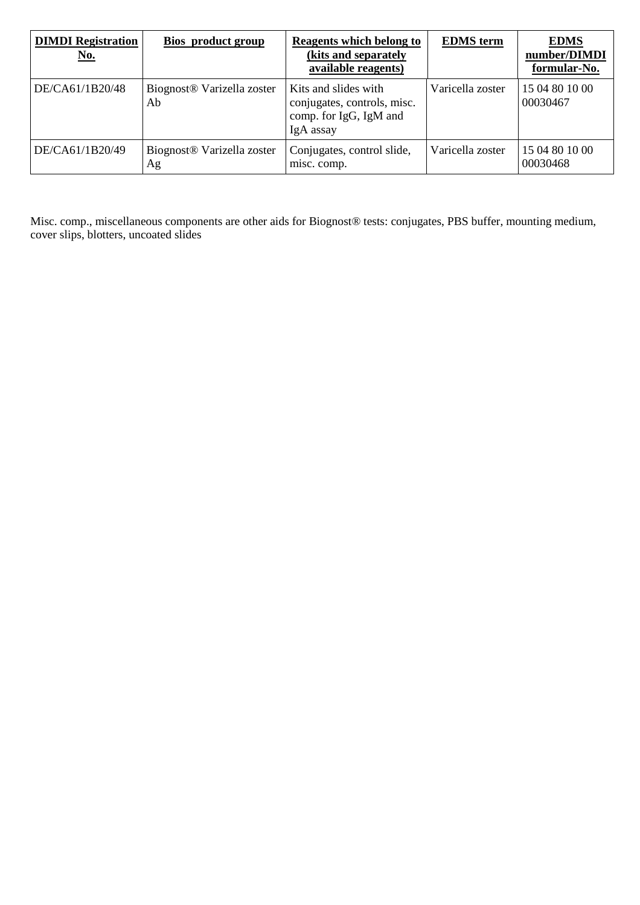| DIMDI Registration No. | Bios product group | Reagents which belong to (kits and separately available reagents) | EDMS term | EDMS number/DIMDI formular-No. |
|---|---|---|---|---|
| DE/CA61/1B20/48 | Biognost® Varizella zoster Ab | Kits and slides with conjugates, controls, misc. comp. for IgG, IgM and IgA assay | Varicella zoster | 15 04 80 10 00 00030467 |
| DE/CA61/1B20/49 | Biognost® Varizella zoster Ag | Conjugates, control slide, misc. comp. | Varicella zoster | 15 04 80 10 00 00030468 |

Misc. comp., miscellaneous components are other aids for Biognost® tests: conjugates, PBS buffer, mounting medium, cover slips, blotters, uncoated slides